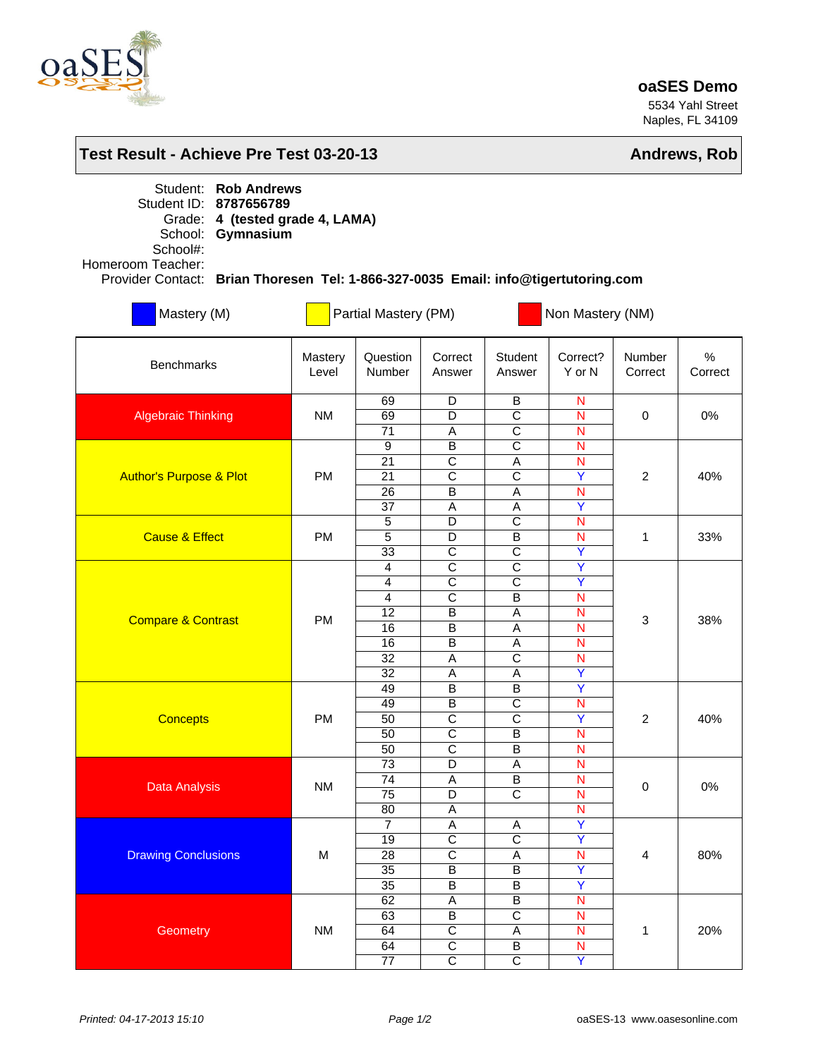**oaSES Demo**
5534 Yahl Street
Naples, FL 34109

## Test Result - Achieve Pre Test 03-20-13 — Andrews, Rob

Student: **Rob Andrews**
Student ID: **8787656789**
Grade: **4 (tested grade 4, LAMA)**
School: **Gymnasium**
School#:
Homeroom Teacher:
Provider Contact: **Brian Thoresen Tel: 1-866-327-0035 Email: info@tigertutoring.com**

Mastery (M) | Partial Mastery (PM) | Non Mastery (NM)

| Benchmarks | Mastery Level | Question Number | Correct Answer | Student Answer | Correct? Y or N | Number Correct | % Correct |
|---|---|---|---|---|---|---|---|
| Algebraic Thinking | NM | 69 | D | B | N | 0 | 0% |
| | | 69 | D | C | N | | |
| | | 71 | A | C | N | | |
| Author's Purpose & Plot | PM | 9 | B | C | N | 2 | 40% |
| | | 21 | C | A | N | | |
| | | 21 | C | C | Y | | |
| | | 26 | B | A | N | | |
| | | 37 | A | A | Y | | |
| Cause & Effect | PM | 5 | D | C | N | 1 | 33% |
| | | 5 | D | B | N | | |
| | | 33 | C | C | Y | | |
| Compare & Contrast | PM | 4 | C | C | Y | 3 | 38% |
| | | 4 | C | C | Y | | |
| | | 4 | C | B | N | | |
| | | 12 | B | A | N | | |
| | | 16 | B | A | N | | |
| | | 16 | B | A | N | | |
| | | 32 | A | C | N | | |
| | | 32 | A | A | Y | | |
| Concepts | PM | 49 | B | B | Y | 2 | 40% |
| | | 49 | B | C | N | | |
| | | 50 | C | C | Y | | |
| | | 50 | C | B | N | | |
| | | 50 | C | B | N | | |
| Data Analysis | NM | 73 | D | A | N | 0 | 0% |
| | | 74 | A | B | N | | |
| | | 75 | D | C | N | | |
| | | 80 | A | | N | | |
| Drawing Conclusions | M | 7 | A | A | Y | 4 | 80% |
| | | 19 | C | C | Y | | |
| | | 28 | C | A | N | | |
| | | 35 | B | B | Y | | |
| | | 35 | B | B | Y | | |
| Geometry | NM | 62 | A | B | N | 1 | 20% |
| | | 63 | B | C | N | | |
| | | 64 | C | A | N | | |
| | | 64 | C | B | N | | |
| | | 77 | C | C | Y | | |

*Printed: 04-17-2013 15:10*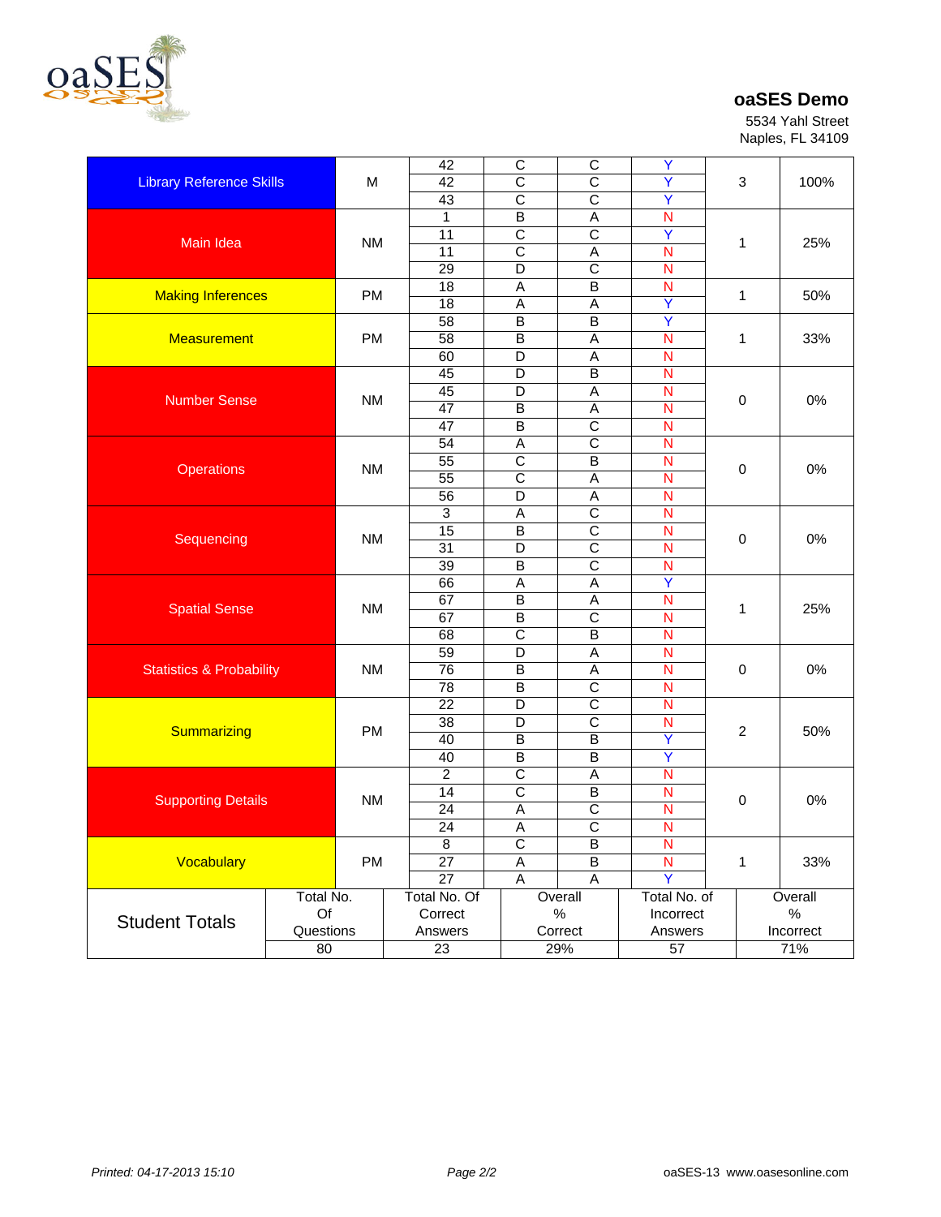**oaSES Demo**

5534 Yahl Street
Naples, FL 34109

| | | | | | | | |
|---|---|---|---|---|---|---|---|
| Library Reference Skills | M | 42 | C | C | Y | 3 | 100% |
| | | 42 | C | C | Y | | |
| | | 43 | C | C | Y | | |
| Main Idea | NM | 1 | B | A | N | 1 | 25% |
| | | 11 | C | C | Y | | |
| | | 11 | C | A | N | | |
| | | 29 | D | C | N | | |
| Making Inferences | PM | 18 | A | B | N | 1 | 50% |
| | | 18 | A | A | Y | | |
| Measurement | PM | 58 | B | B | Y | 1 | 33% |
| | | 58 | B | A | N | | |
| | | 60 | D | A | N | | |
| Number Sense | NM | 45 | D | B | N | 0 | 0% |
| | | 45 | D | A | N | | |
| | | 47 | B | A | N | | |
| | | 47 | B | C | N | | |
| Operations | NM | 54 | A | C | N | 0 | 0% |
| | | 55 | C | B | N | | |
| | | 55 | C | A | N | | |
| | | 56 | D | A | N | | |
| Sequencing | NM | 3 | A | C | N | 0 | 0% |
| | | 15 | B | C | N | | |
| | | 31 | D | C | N | | |
| | | 39 | B | C | N | | |
| Spatial Sense | NM | 66 | A | A | Y | 1 | 25% |
| | | 67 | B | A | N | | |
| | | 67 | B | C | N | | |
| | | 68 | C | B | N | | |
| Statistics & Probability | NM | 59 | D | A | N | 0 | 0% |
| | | 76 | B | A | N | | |
| | | 78 | B | C | N | | |
| Summarizing | PM | 22 | D | C | N | 2 | 50% |
| | | 38 | D | C | N | | |
| | | 40 | B | B | Y | | |
| | | 40 | B | B | Y | | |
| Supporting Details | NM | 2 | C | A | N | 0 | 0% |
| | | 14 | C | B | N | | |
| | | 24 | A | C | N | | |
| | | 24 | A | C | N | | |
| Vocabulary | PM | 8 | C | B | N | 1 | 33% |
| | | 27 | A | B | N | | |
| | | 27 | A | A | Y | | |

| Student Totals | Total No. Of Questions | Total No. Of Correct Answers | Overall % Correct | Total No. of Incorrect Answers | Overall % Incorrect |
|---|---|---|---|---|---|
| | 80 | 23 | 29% | 57 | 71% |

*Printed: 04-17-2013 15:10*

oaSES-13 www.oasesonline.com